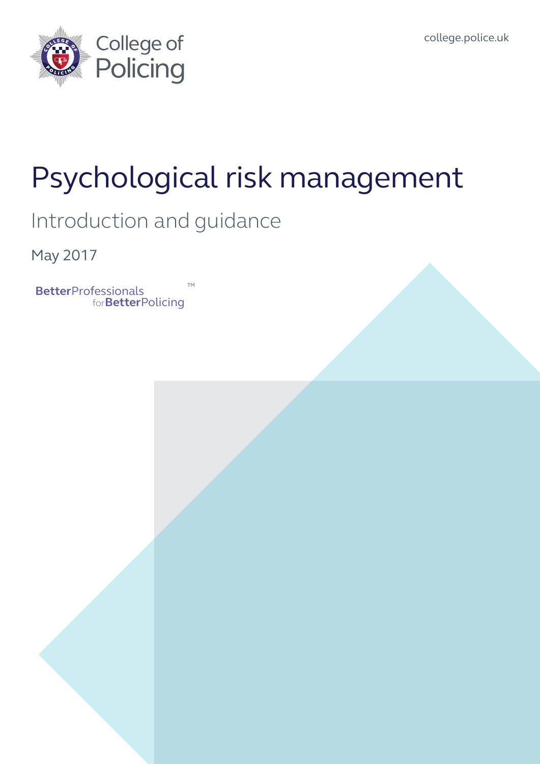College of Policing

college.police.uk

# Psychological risk management

## Introduction and guidance

May 2017

BetterProfessionals forBetterPolicing™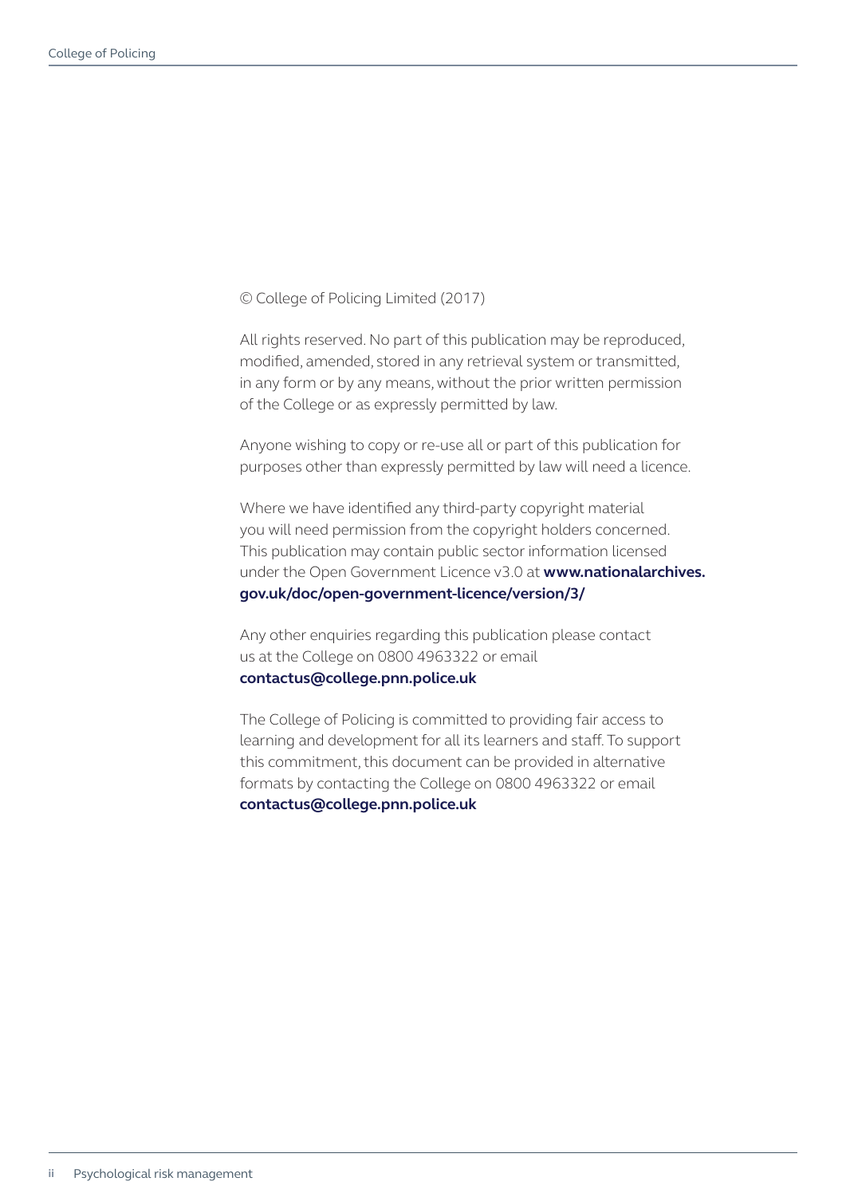© College of Policing Limited (2017)

All rights reserved. No part of this publication may be reproduced, modified, amended, stored in any retrieval system or transmitted, in any form or by any means, without the prior written permission of the College or as expressly permitted by law.

Anyone wishing to copy or re-use all or part of this publication for purposes other than expressly permitted by law will need a licence.

Where we have identified any third-party copyright material you will need permission from the copyright holders concerned. This publication may contain public sector information licensed under the Open Government Licence v3.0 at **www.nationalarchives.gov.uk/doc/open-government-licence/version/3/**

Any other enquiries regarding this publication please contact us at the College on 0800 4963322 or email **contactus@college.pnn.police.uk**

The College of Policing is committed to providing fair access to learning and development for all its learners and staff. To support this commitment, this document can be provided in alternative formats by contacting the College on 0800 4963322 or email **contactus@college.pnn.police.uk**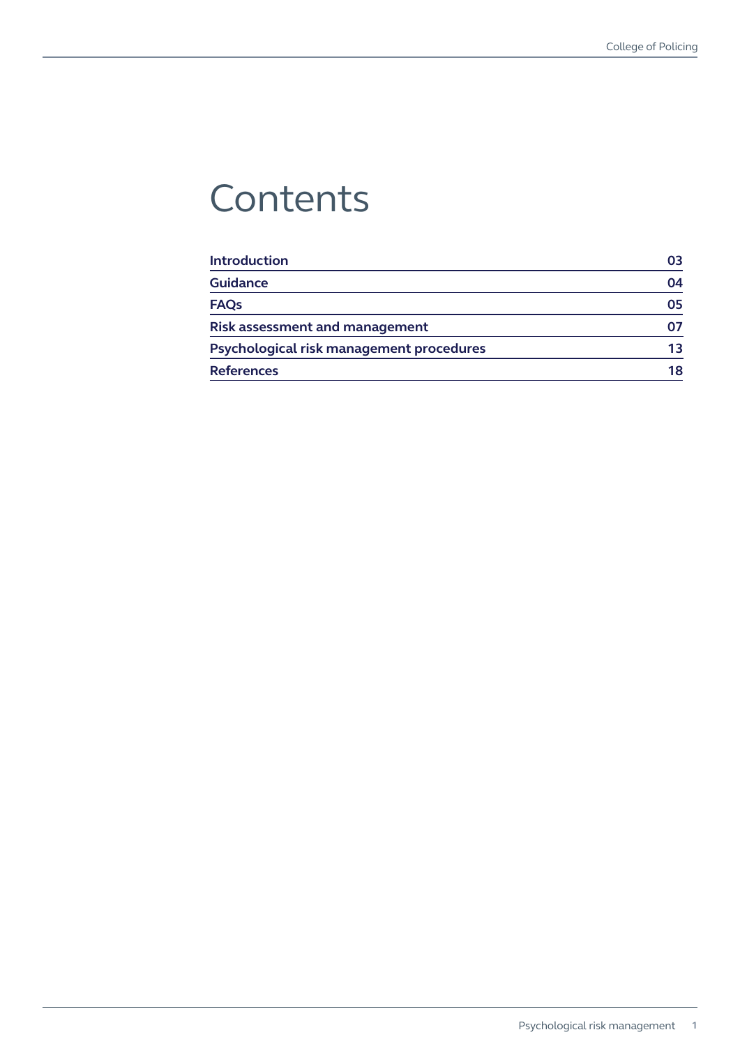# Contents

| | |
|---|---|
| **Introduction** | **03** |
| **Guidance** | **04** |
| **FAQs** | **05** |
| **Risk assessment and management** | **07** |
| **Psychological risk management procedures** | **13** |
| **References** | **18** |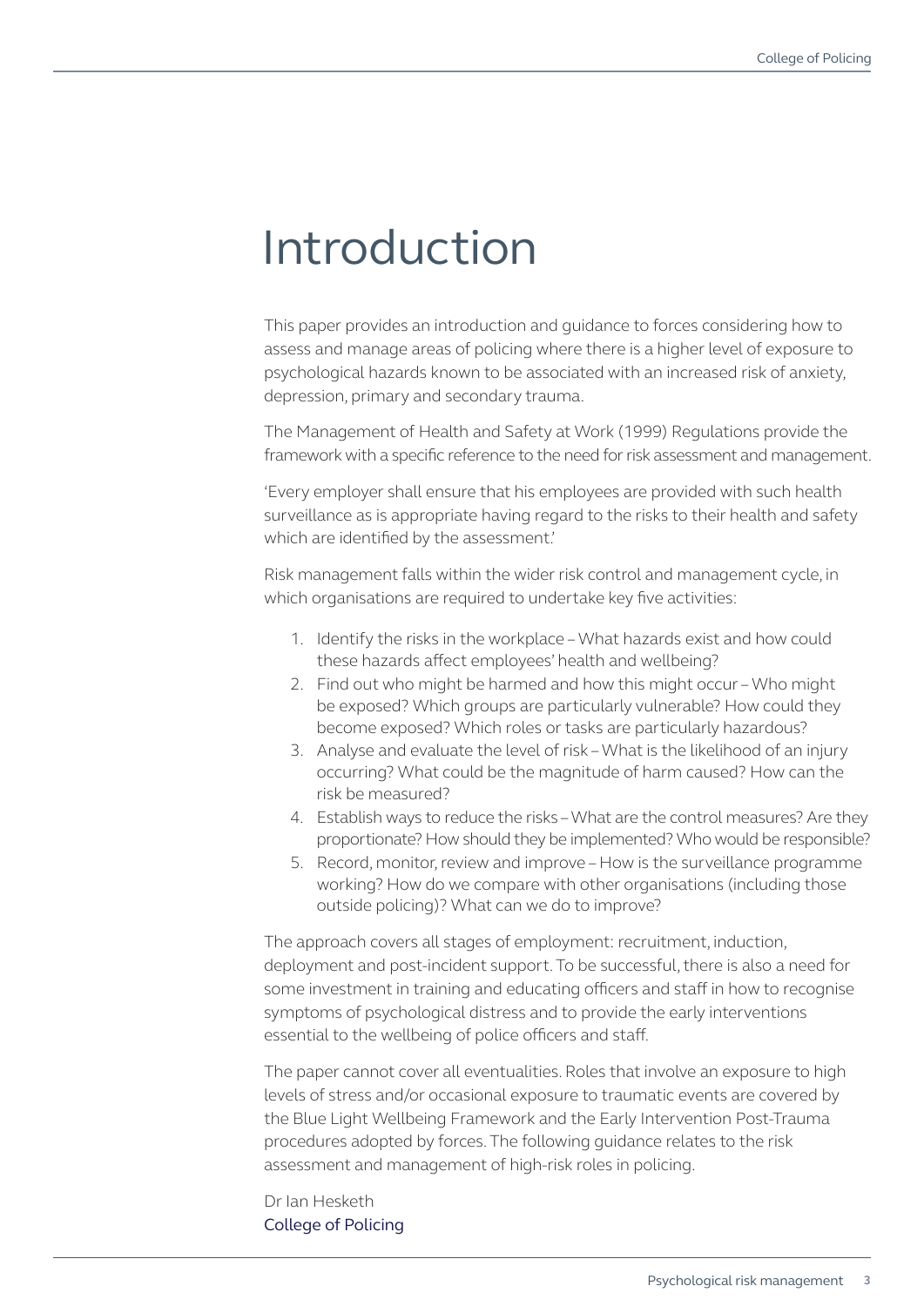# Introduction

This paper provides an introduction and guidance to forces considering how to assess and manage areas of policing where there is a higher level of exposure to psychological hazards known to be associated with an increased risk of anxiety, depression, primary and secondary trauma.

The Management of Health and Safety at Work (1999) Regulations provide the framework with a specific reference to the need for risk assessment and management.

'Every employer shall ensure that his employees are provided with such health surveillance as is appropriate having regard to the risks to their health and safety which are identified by the assessment.'

Risk management falls within the wider risk control and management cycle, in which organisations are required to undertake key five activities:

1. Identify the risks in the workplace – What hazards exist and how could these hazards affect employees' health and wellbeing?
2. Find out who might be harmed and how this might occur – Who might be exposed? Which groups are particularly vulnerable? How could they become exposed? Which roles or tasks are particularly hazardous?
3. Analyse and evaluate the level of risk – What is the likelihood of an injury occurring? What could be the magnitude of harm caused? How can the risk be measured?
4. Establish ways to reduce the risks – What are the control measures? Are they proportionate? How should they be implemented? Who would be responsible?
5. Record, monitor, review and improve – How is the surveillance programme working? How do we compare with other organisations (including those outside policing)? What can we do to improve?

The approach covers all stages of employment: recruitment, induction, deployment and post-incident support. To be successful, there is also a need for some investment in training and educating officers and staff in how to recognise symptoms of psychological distress and to provide the early interventions essential to the wellbeing of police officers and staff.

The paper cannot cover all eventualities. Roles that involve an exposure to high levels of stress and/or occasional exposure to traumatic events are covered by the Blue Light Wellbeing Framework and the Early Intervention Post-Trauma procedures adopted by forces. The following guidance relates to the risk assessment and management of high-risk roles in policing.

Dr Ian Hesketh
College of Policing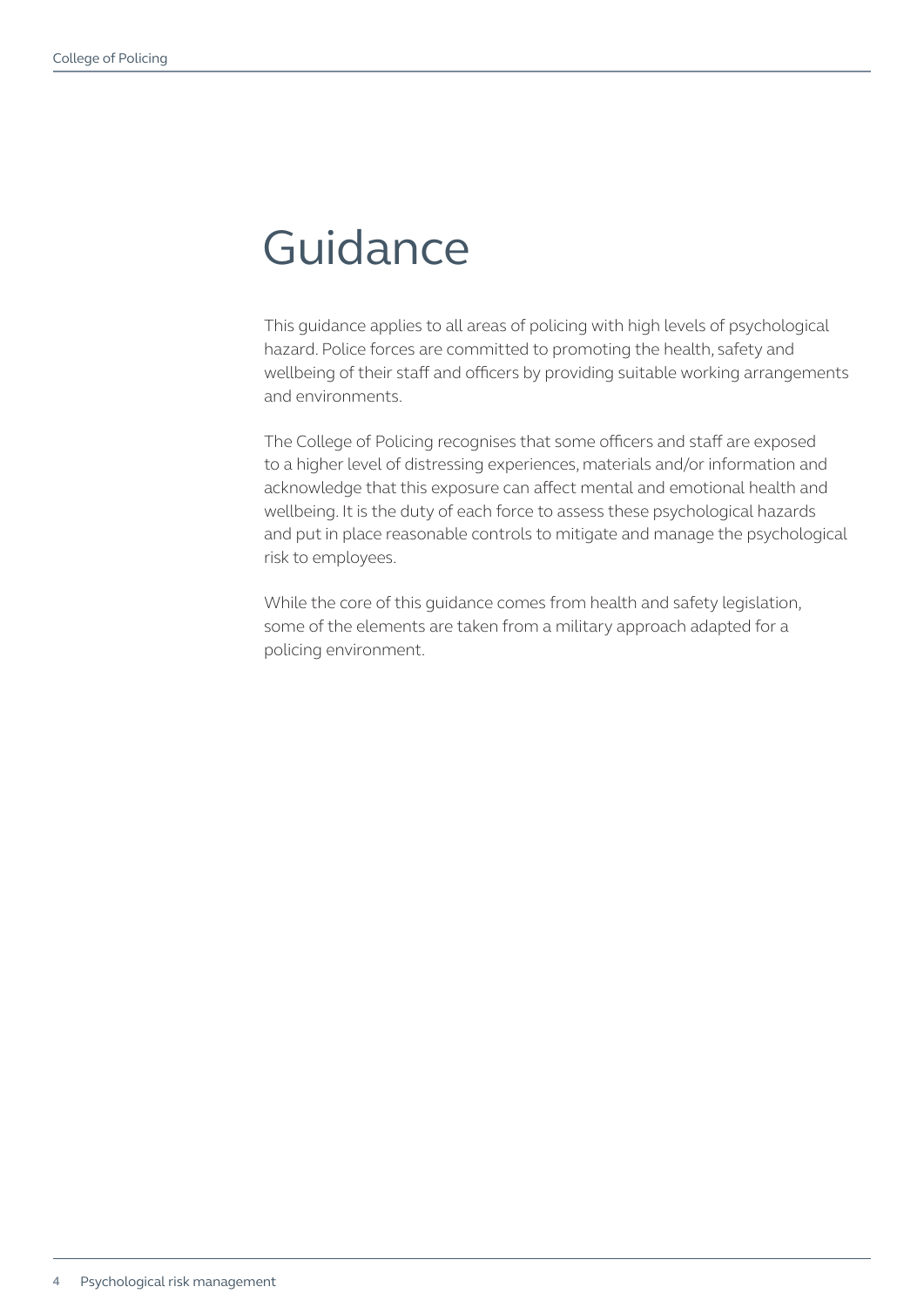# Guidance

This guidance applies to all areas of policing with high levels of psychological hazard. Police forces are committed to promoting the health, safety and wellbeing of their staff and officers by providing suitable working arrangements and environments.

The College of Policing recognises that some officers and staff are exposed to a higher level of distressing experiences, materials and/or information and acknowledge that this exposure can affect mental and emotional health and wellbeing. It is the duty of each force to assess these psychological hazards and put in place reasonable controls to mitigate and manage the psychological risk to employees.

While the core of this guidance comes from health and safety legislation, some of the elements are taken from a military approach adapted for a policing environment.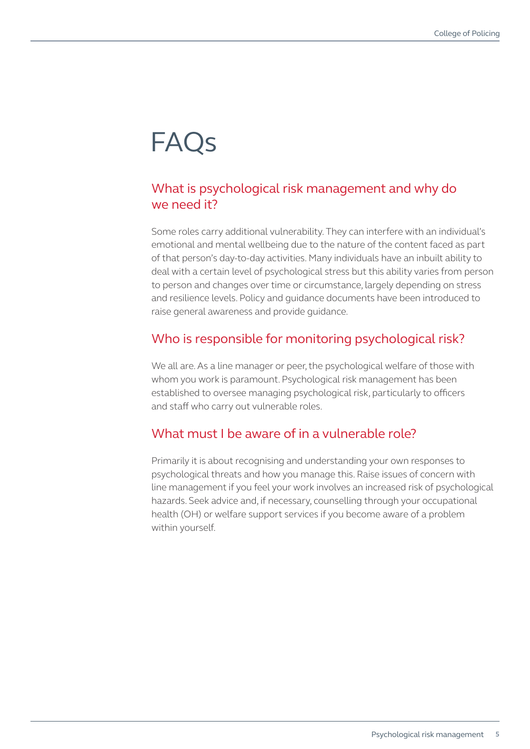# FAQs

## What is psychological risk management and why do we need it?

Some roles carry additional vulnerability. They can interfere with an individual's emotional and mental wellbeing due to the nature of the content faced as part of that person's day-to-day activities. Many individuals have an inbuilt ability to deal with a certain level of psychological stress but this ability varies from person to person and changes over time or circumstance, largely depending on stress and resilience levels. Policy and guidance documents have been introduced to raise general awareness and provide guidance.

## Who is responsible for monitoring psychological risk?

We all are. As a line manager or peer, the psychological welfare of those with whom you work is paramount. Psychological risk management has been established to oversee managing psychological risk, particularly to officers and staff who carry out vulnerable roles.

## What must I be aware of in a vulnerable role?

Primarily it is about recognising and understanding your own responses to psychological threats and how you manage this. Raise issues of concern with line management if you feel your work involves an increased risk of psychological hazards. Seek advice and, if necessary, counselling through your occupational health (OH) or welfare support services if you become aware of a problem within yourself.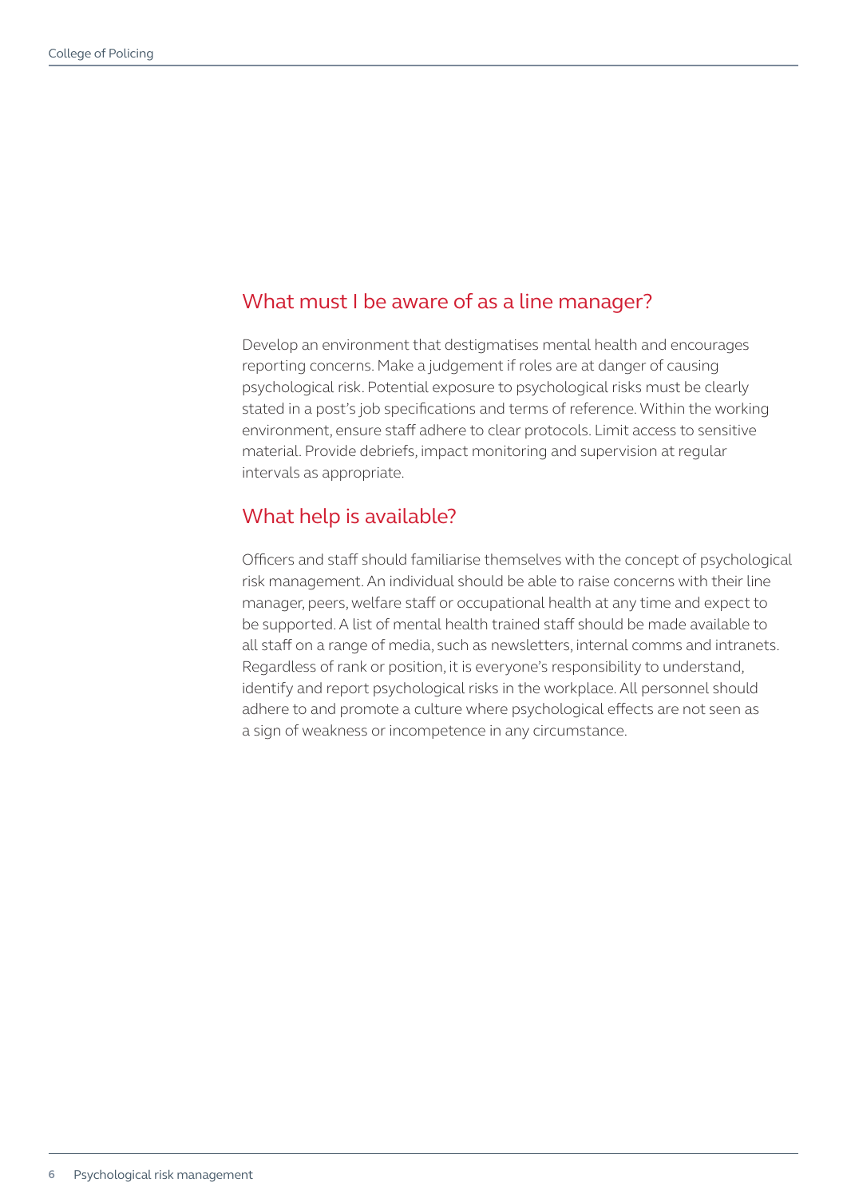## What must I be aware of as a line manager?

Develop an environment that destigmatises mental health and encourages reporting concerns. Make a judgement if roles are at danger of causing psychological risk. Potential exposure to psychological risks must be clearly stated in a post's job specifications and terms of reference. Within the working environment, ensure staff adhere to clear protocols. Limit access to sensitive material. Provide debriefs, impact monitoring and supervision at regular intervals as appropriate.

## What help is available?

Officers and staff should familiarise themselves with the concept of psychological risk management. An individual should be able to raise concerns with their line manager, peers, welfare staff or occupational health at any time and expect to be supported. A list of mental health trained staff should be made available to all staff on a range of media, such as newsletters, internal comms and intranets. Regardless of rank or position, it is everyone's responsibility to understand, identify and report psychological risks in the workplace. All personnel should adhere to and promote a culture where psychological effects are not seen as a sign of weakness or incompetence in any circumstance.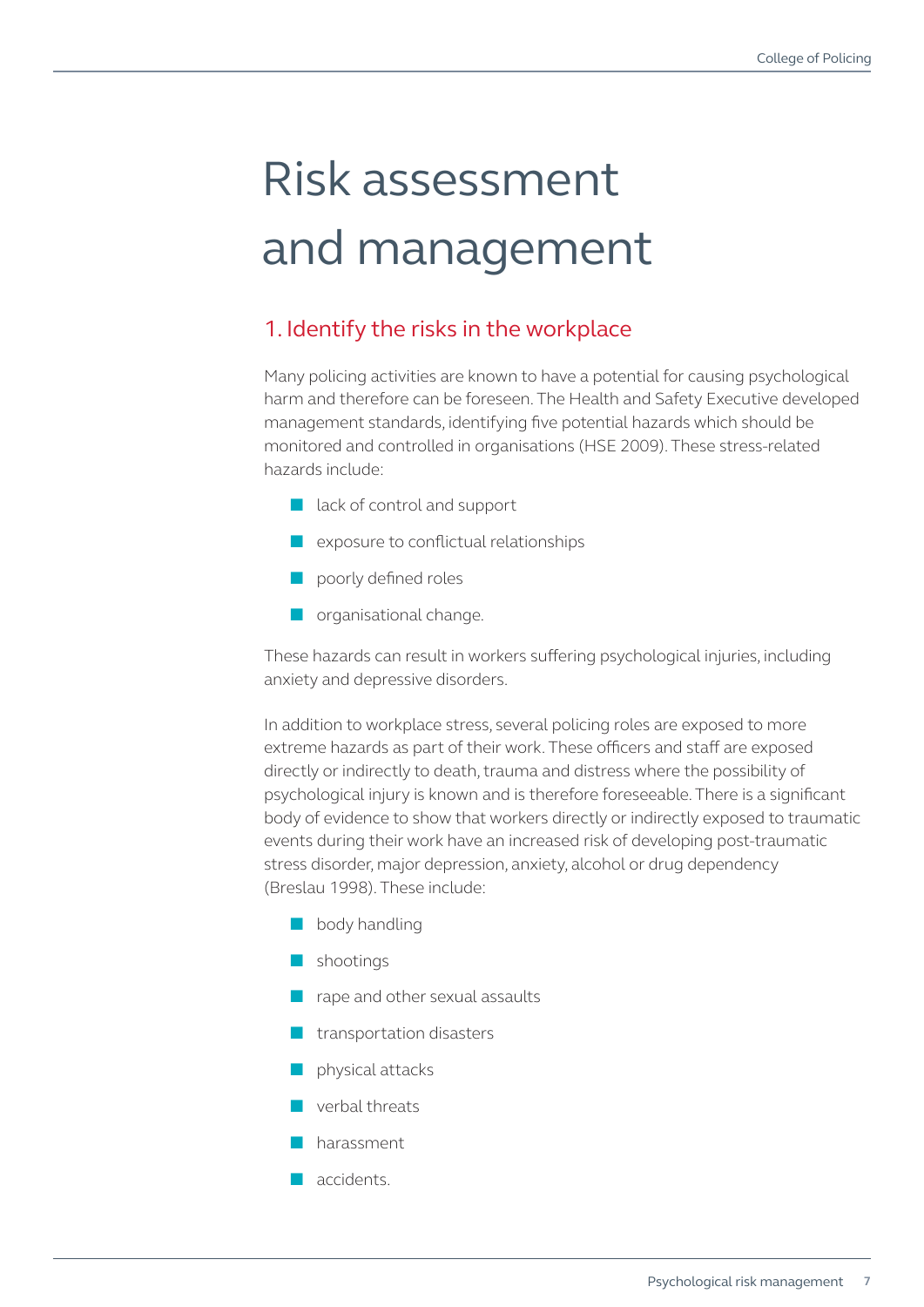# Risk assessment and management

## 1. Identify the risks in the workplace

Many policing activities are known to have a potential for causing psychological harm and therefore can be foreseen. The Health and Safety Executive developed management standards, identifying five potential hazards which should be monitored and controlled in organisations (HSE 2009). These stress-related hazards include:

- lack of control and support
- exposure to conflictual relationships
- poorly defined roles
- organisational change.

These hazards can result in workers suffering psychological injuries, including anxiety and depressive disorders.

In addition to workplace stress, several policing roles are exposed to more extreme hazards as part of their work. These officers and staff are exposed directly or indirectly to death, trauma and distress where the possibility of psychological injury is known and is therefore foreseeable. There is a significant body of evidence to show that workers directly or indirectly exposed to traumatic events during their work have an increased risk of developing post-traumatic stress disorder, major depression, anxiety, alcohol or drug dependency (Breslau 1998). These include:

- body handling
- shootings
- rape and other sexual assaults
- transportation disasters
- physical attacks
- verbal threats
- harassment
- accidents.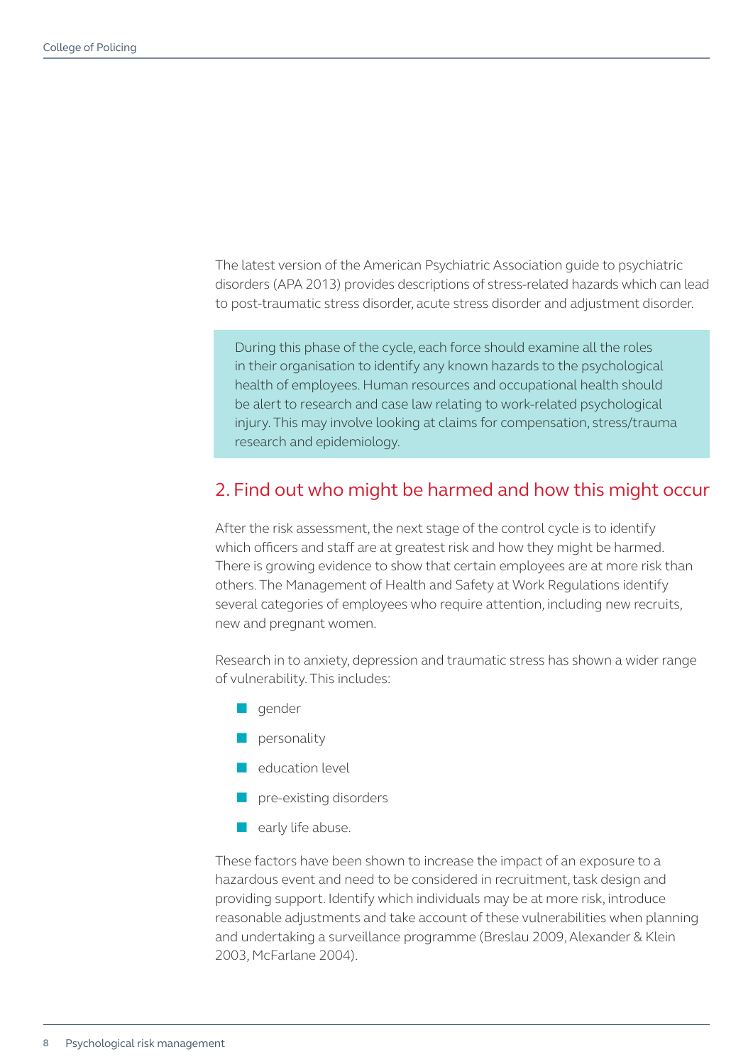The latest version of the American Psychiatric Association guide to psychiatric disorders (APA 2013) provides descriptions of stress-related hazards which can lead to post-traumatic stress disorder, acute stress disorder and adjustment disorder.

> During this phase of the cycle, each force should examine all the roles in their organisation to identify any known hazards to the psychological health of employees. Human resources and occupational health should be alert to research and case law relating to work-related psychological injury. This may involve looking at claims for compensation, stress/trauma research and epidemiology.

## 2. Find out who might be harmed and how this might occur

After the risk assessment, the next stage of the control cycle is to identify which officers and staff are at greatest risk and how they might be harmed. There is growing evidence to show that certain employees are at more risk than others. The Management of Health and Safety at Work Regulations identify several categories of employees who require attention, including new recruits, new and pregnant women.

Research in to anxiety, depression and traumatic stress has shown a wider range of vulnerability. This includes:

- gender
- personality
- education level
- pre-existing disorders
- early life abuse.

These factors have been shown to increase the impact of an exposure to a hazardous event and need to be considered in recruitment, task design and providing support. Identify which individuals may be at more risk, introduce reasonable adjustments and take account of these vulnerabilities when planning and undertaking a surveillance programme (Breslau 2009, Alexander & Klein 2003, McFarlane 2004).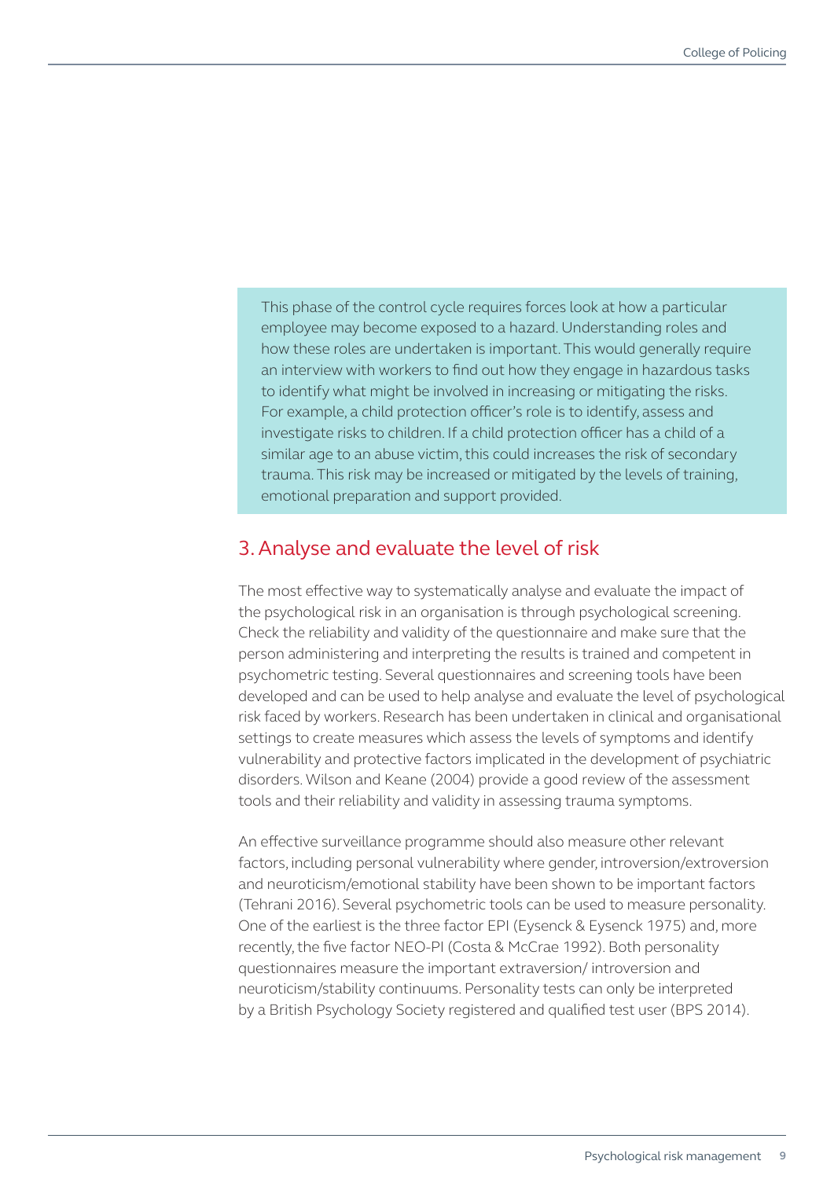This phase of the control cycle requires forces look at how a particular employee may become exposed to a hazard. Understanding roles and how these roles are undertaken is important. This would generally require an interview with workers to find out how they engage in hazardous tasks to identify what might be involved in increasing or mitigating the risks. For example, a child protection officer's role is to identify, assess and investigate risks to children. If a child protection officer has a child of a similar age to an abuse victim, this could increases the risk of secondary trauma. This risk may be increased or mitigated by the levels of training, emotional preparation and support provided.

## 3. Analyse and evaluate the level of risk

The most effective way to systematically analyse and evaluate the impact of the psychological risk in an organisation is through psychological screening. Check the reliability and validity of the questionnaire and make sure that the person administering and interpreting the results is trained and competent in psychometric testing. Several questionnaires and screening tools have been developed and can be used to help analyse and evaluate the level of psychological risk faced by workers. Research has been undertaken in clinical and organisational settings to create measures which assess the levels of symptoms and identify vulnerability and protective factors implicated in the development of psychiatric disorders. Wilson and Keane (2004) provide a good review of the assessment tools and their reliability and validity in assessing trauma symptoms.

An effective surveillance programme should also measure other relevant factors, including personal vulnerability where gender, introversion/extroversion and neuroticism/emotional stability have been shown to be important factors (Tehrani 2016). Several psychometric tools can be used to measure personality. One of the earliest is the three factor EPI (Eysenck & Eysenck 1975) and, more recently, the five factor NEO-PI (Costa & McCrae 1992). Both personality questionnaires measure the important extraversion/ introversion and neuroticism/stability continuums. Personality tests can only be interpreted by a British Psychology Society registered and qualified test user (BPS 2014).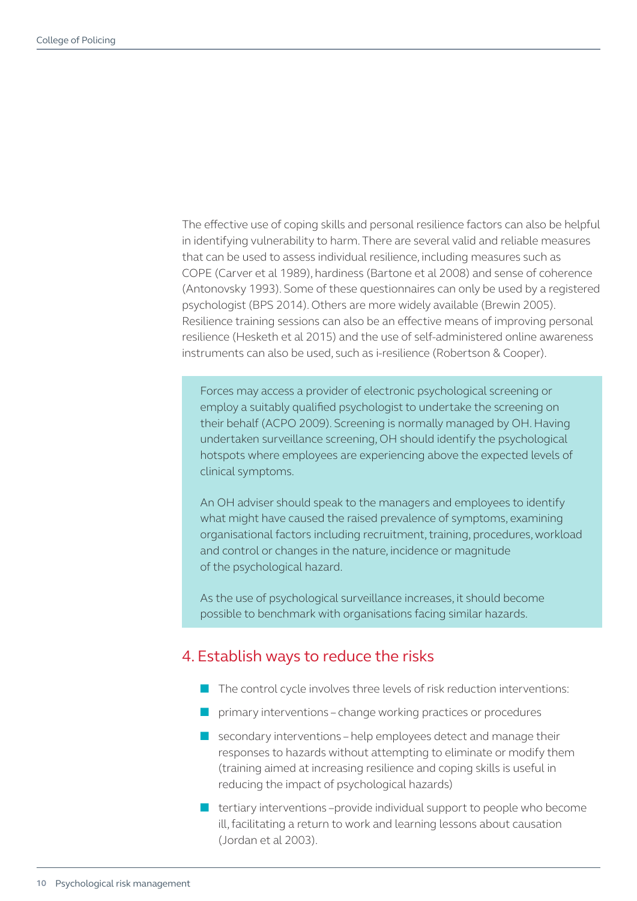The effective use of coping skills and personal resilience factors can also be helpful in identifying vulnerability to harm. There are several valid and reliable measures that can be used to assess individual resilience, including measures such as COPE (Carver et al 1989), hardiness (Bartone et al 2008) and sense of coherence (Antonovsky 1993). Some of these questionnaires can only be used by a registered psychologist (BPS 2014). Others are more widely available (Brewin 2005). Resilience training sessions can also be an effective means of improving personal resilience (Hesketh et al 2015) and the use of self-administered online awareness instruments can also be used, such as i-resilience (Robertson & Cooper).

> Forces may access a provider of electronic psychological screening or employ a suitably qualified psychologist to undertake the screening on their behalf (ACPO 2009). Screening is normally managed by OH. Having undertaken surveillance screening, OH should identify the psychological hotspots where employees are experiencing above the expected levels of clinical symptoms.
>
> An OH adviser should speak to the managers and employees to identify what might have caused the raised prevalence of symptoms, examining organisational factors including recruitment, training, procedures, workload and control or changes in the nature, incidence or magnitude of the psychological hazard.
>
> As the use of psychological surveillance increases, it should become possible to benchmark with organisations facing similar hazards.

## 4. Establish ways to reduce the risks

- The control cycle involves three levels of risk reduction interventions:
- primary interventions – change working practices or procedures
- secondary interventions – help employees detect and manage their responses to hazards without attempting to eliminate or modify them (training aimed at increasing resilience and coping skills is useful in reducing the impact of psychological hazards)
- tertiary interventions –provide individual support to people who become ill, facilitating a return to work and learning lessons about causation (Jordan et al 2003).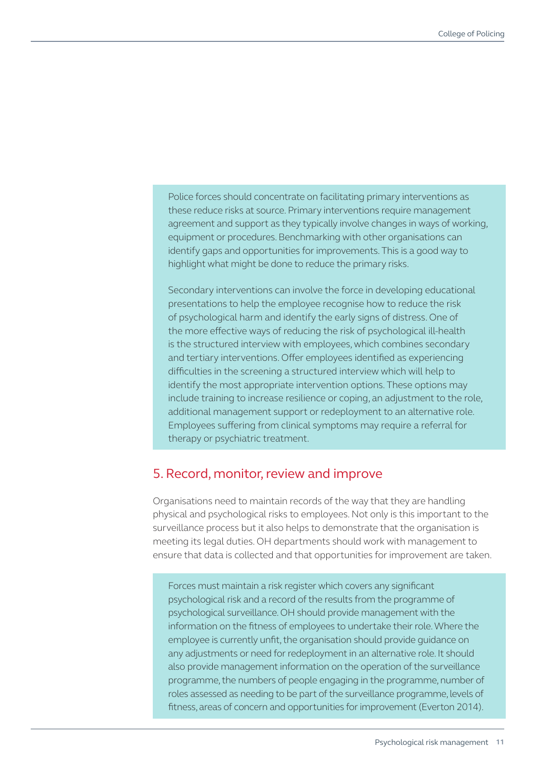Police forces should concentrate on facilitating primary interventions as these reduce risks at source. Primary interventions require management agreement and support as they typically involve changes in ways of working, equipment or procedures. Benchmarking with other organisations can identify gaps and opportunities for improvements. This is a good way to highlight what might be done to reduce the primary risks.

Secondary interventions can involve the force in developing educational presentations to help the employee recognise how to reduce the risk of psychological harm and identify the early signs of distress. One of the more effective ways of reducing the risk of psychological ill-health is the structured interview with employees, which combines secondary and tertiary interventions. Offer employees identified as experiencing difficulties in the screening a structured interview which will help to identify the most appropriate intervention options. These options may include training to increase resilience or coping, an adjustment to the role, additional management support or redeployment to an alternative role. Employees suffering from clinical symptoms may require a referral for therapy or psychiatric treatment.

## 5. Record, monitor, review and improve

Organisations need to maintain records of the way that they are handling physical and psychological risks to employees. Not only is this important to the surveillance process but it also helps to demonstrate that the organisation is meeting its legal duties. OH departments should work with management to ensure that data is collected and that opportunities for improvement are taken.

Forces must maintain a risk register which covers any significant psychological risk and a record of the results from the programme of psychological surveillance. OH should provide management with the information on the fitness of employees to undertake their role. Where the employee is currently unfit, the organisation should provide guidance on any adjustments or need for redeployment in an alternative role. It should also provide management information on the operation of the surveillance programme, the numbers of people engaging in the programme, number of roles assessed as needing to be part of the surveillance programme, levels of fitness, areas of concern and opportunities for improvement (Everton 2014).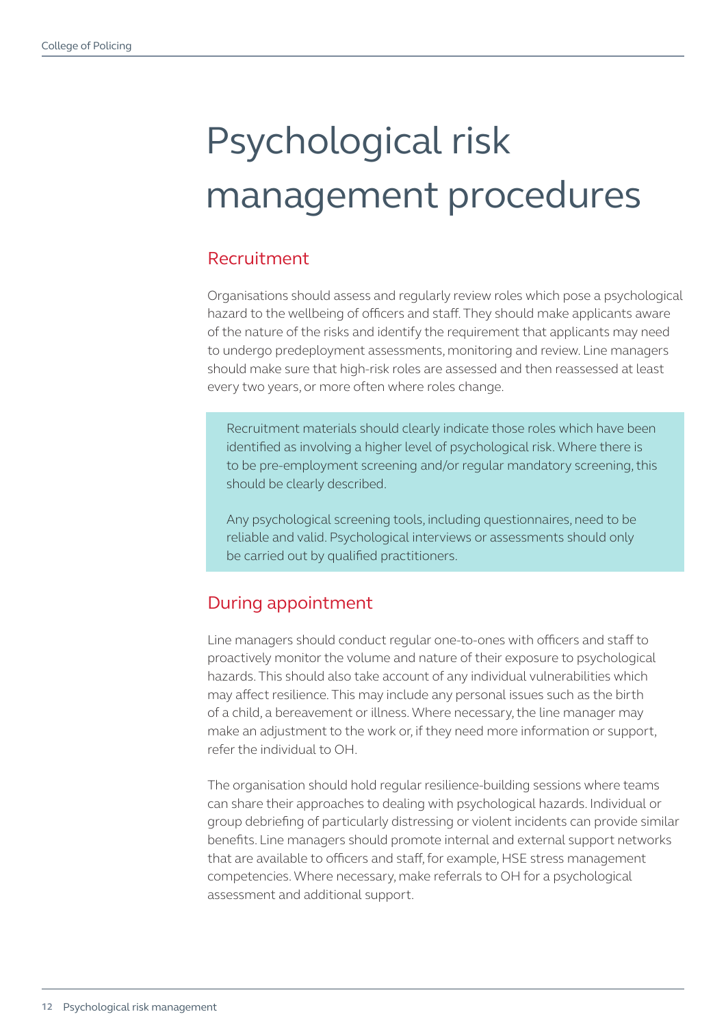# Psychological risk management procedures

## Recruitment

Organisations should assess and regularly review roles which pose a psychological hazard to the wellbeing of officers and staff. They should make applicants aware of the nature of the risks and identify the requirement that applicants may need to undergo predeployment assessments, monitoring and review. Line managers should make sure that high-risk roles are assessed and then reassessed at least every two years, or more often where roles change.

> Recruitment materials should clearly indicate those roles which have been identified as involving a higher level of psychological risk. Where there is to be pre-employment screening and/or regular mandatory screening, this should be clearly described.
>
> Any psychological screening tools, including questionnaires, need to be reliable and valid. Psychological interviews or assessments should only be carried out by qualified practitioners.

## During appointment

Line managers should conduct regular one-to-ones with officers and staff to proactively monitor the volume and nature of their exposure to psychological hazards. This should also take account of any individual vulnerabilities which may affect resilience. This may include any personal issues such as the birth of a child, a bereavement or illness. Where necessary, the line manager may make an adjustment to the work or, if they need more information or support, refer the individual to OH.

The organisation should hold regular resilience-building sessions where teams can share their approaches to dealing with psychological hazards. Individual or group debriefing of particularly distressing or violent incidents can provide similar benefits. Line managers should promote internal and external support networks that are available to officers and staff, for example, HSE stress management competencies. Where necessary, make referrals to OH for a psychological assessment and additional support.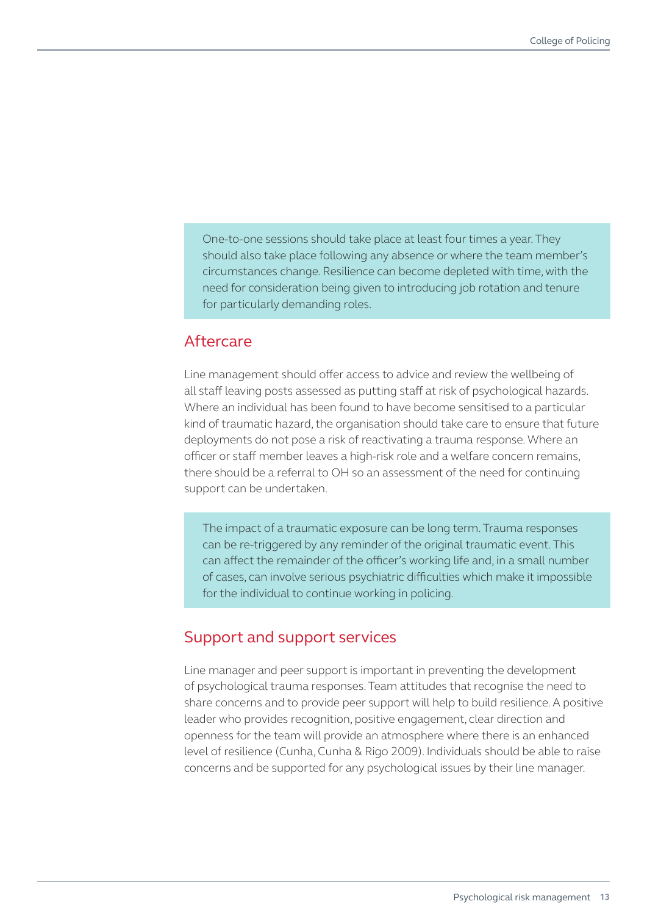One-to-one sessions should take place at least four times a year. They should also take place following any absence or where the team member's circumstances change. Resilience can become depleted with time, with the need for consideration being given to introducing job rotation and tenure for particularly demanding roles.

## Aftercare

Line management should offer access to advice and review the wellbeing of all staff leaving posts assessed as putting staff at risk of psychological hazards. Where an individual has been found to have become sensitised to a particular kind of traumatic hazard, the organisation should take care to ensure that future deployments do not pose a risk of reactivating a trauma response. Where an officer or staff member leaves a high-risk role and a welfare concern remains, there should be a referral to OH so an assessment of the need for continuing support can be undertaken.

The impact of a traumatic exposure can be long term. Trauma responses can be re-triggered by any reminder of the original traumatic event. This can affect the remainder of the officer's working life and, in a small number of cases, can involve serious psychiatric difficulties which make it impossible for the individual to continue working in policing.

## Support and support services

Line manager and peer support is important in preventing the development of psychological trauma responses. Team attitudes that recognise the need to share concerns and to provide peer support will help to build resilience. A positive leader who provides recognition, positive engagement, clear direction and openness for the team will provide an atmosphere where there is an enhanced level of resilience (Cunha, Cunha & Rigo 2009). Individuals should be able to raise concerns and be supported for any psychological issues by their line manager.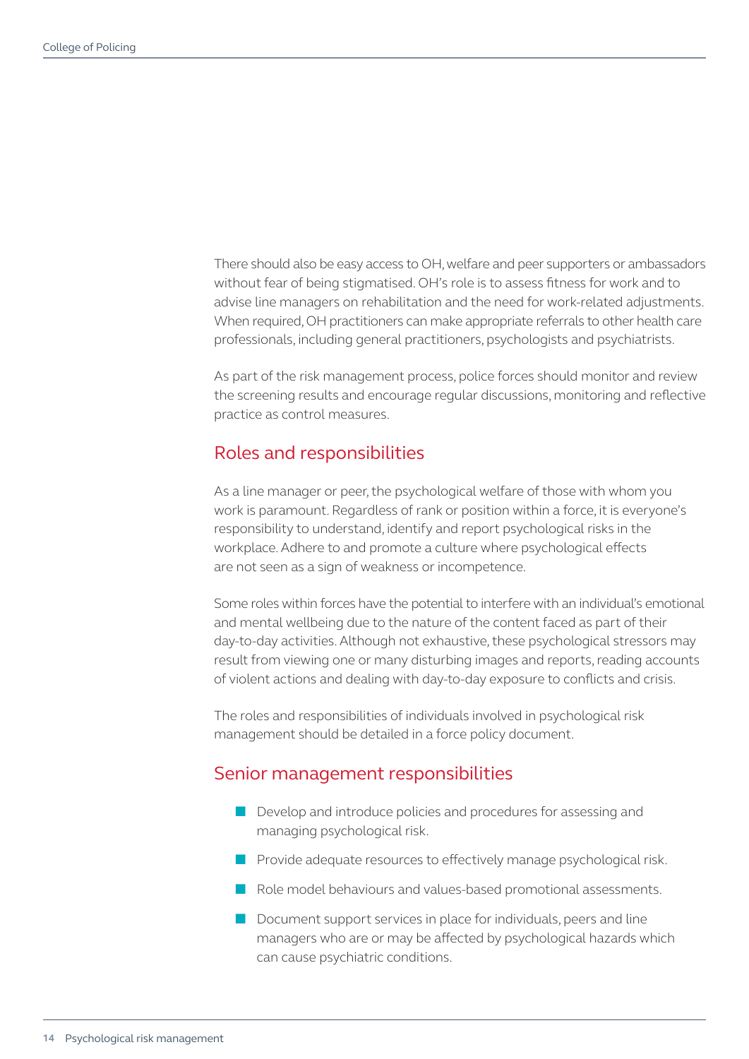There should also be easy access to OH, welfare and peer supporters or ambassadors without fear of being stigmatised. OH's role is to assess fitness for work and to advise line managers on rehabilitation and the need for work-related adjustments. When required, OH practitioners can make appropriate referrals to other health care professionals, including general practitioners, psychologists and psychiatrists.

As part of the risk management process, police forces should monitor and review the screening results and encourage regular discussions, monitoring and reflective practice as control measures.

## Roles and responsibilities

As a line manager or peer, the psychological welfare of those with whom you work is paramount. Regardless of rank or position within a force, it is everyone's responsibility to understand, identify and report psychological risks in the workplace. Adhere to and promote a culture where psychological effects are not seen as a sign of weakness or incompetence.

Some roles within forces have the potential to interfere with an individual's emotional and mental wellbeing due to the nature of the content faced as part of their day-to-day activities. Although not exhaustive, these psychological stressors may result from viewing one or many disturbing images and reports, reading accounts of violent actions and dealing with day-to-day exposure to conflicts and crisis.

The roles and responsibilities of individuals involved in psychological risk management should be detailed in a force policy document.

## Senior management responsibilities

- Develop and introduce policies and procedures for assessing and managing psychological risk.
- Provide adequate resources to effectively manage psychological risk.
- Role model behaviours and values-based promotional assessments.
- Document support services in place for individuals, peers and line managers who are or may be affected by psychological hazards which can cause psychiatric conditions.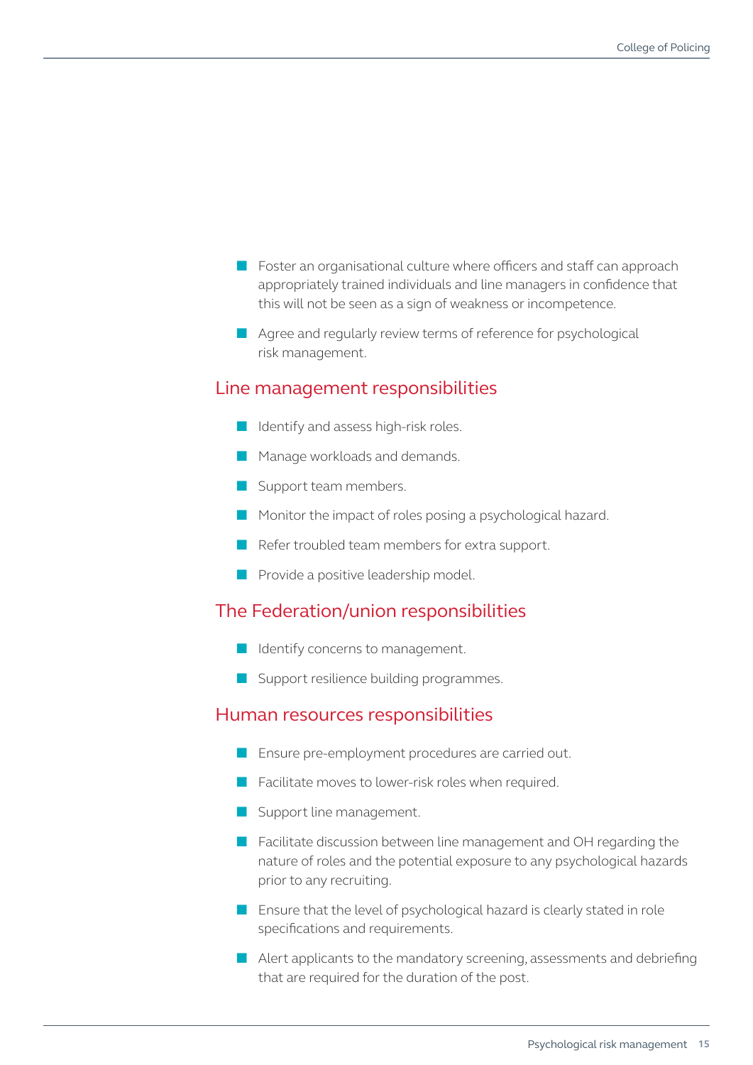- Foster an organisational culture where officers and staff can approach appropriately trained individuals and line managers in confidence that this will not be seen as a sign of weakness or incompetence.
- Agree and regularly review terms of reference for psychological risk management.

## Line management responsibilities

- Identify and assess high-risk roles.
- Manage workloads and demands.
- Support team members.
- Monitor the impact of roles posing a psychological hazard.
- Refer troubled team members for extra support.
- Provide a positive leadership model.

## The Federation/union responsibilities

- Identify concerns to management.
- Support resilience building programmes.

## Human resources responsibilities

- Ensure pre-employment procedures are carried out.
- Facilitate moves to lower-risk roles when required.
- Support line management.
- Facilitate discussion between line management and OH regarding the nature of roles and the potential exposure to any psychological hazards prior to any recruiting.
- Ensure that the level of psychological hazard is clearly stated in role specifications and requirements.
- Alert applicants to the mandatory screening, assessments and debriefing that are required for the duration of the post.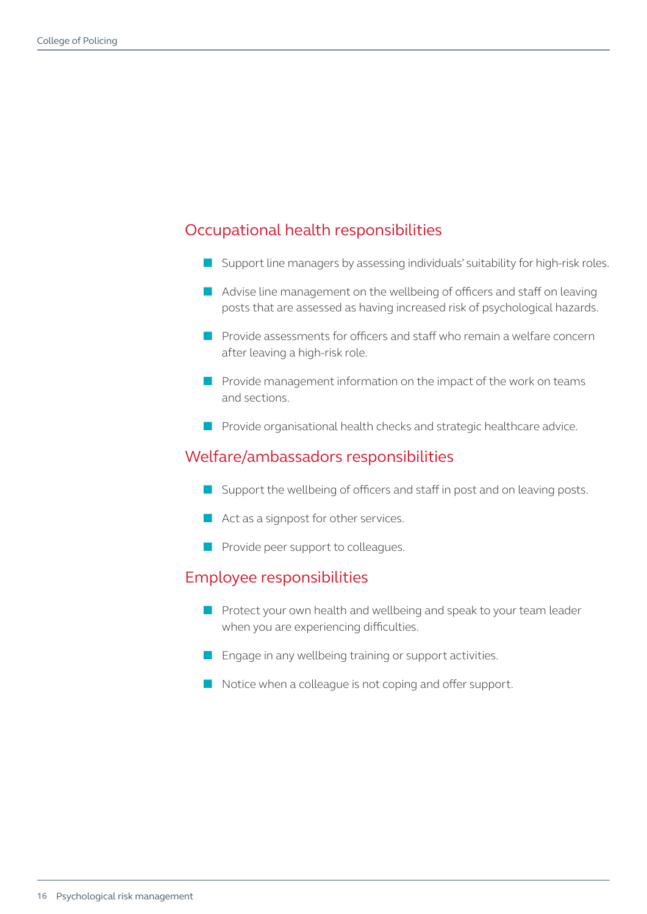## Occupational health responsibilities

- Support line managers by assessing individuals' suitability for high-risk roles.
- Advise line management on the wellbeing of officers and staff on leaving posts that are assessed as having increased risk of psychological hazards.
- Provide assessments for officers and staff who remain a welfare concern after leaving a high-risk role.
- Provide management information on the impact of the work on teams and sections.
- Provide organisational health checks and strategic healthcare advice.

## Welfare/ambassadors responsibilities

- Support the wellbeing of officers and staff in post and on leaving posts.
- Act as a signpost for other services.
- Provide peer support to colleagues.

## Employee responsibilities

- Protect your own health and wellbeing and speak to your team leader when you are experiencing difficulties.
- Engage in any wellbeing training or support activities.
- Notice when a colleague is not coping and offer support.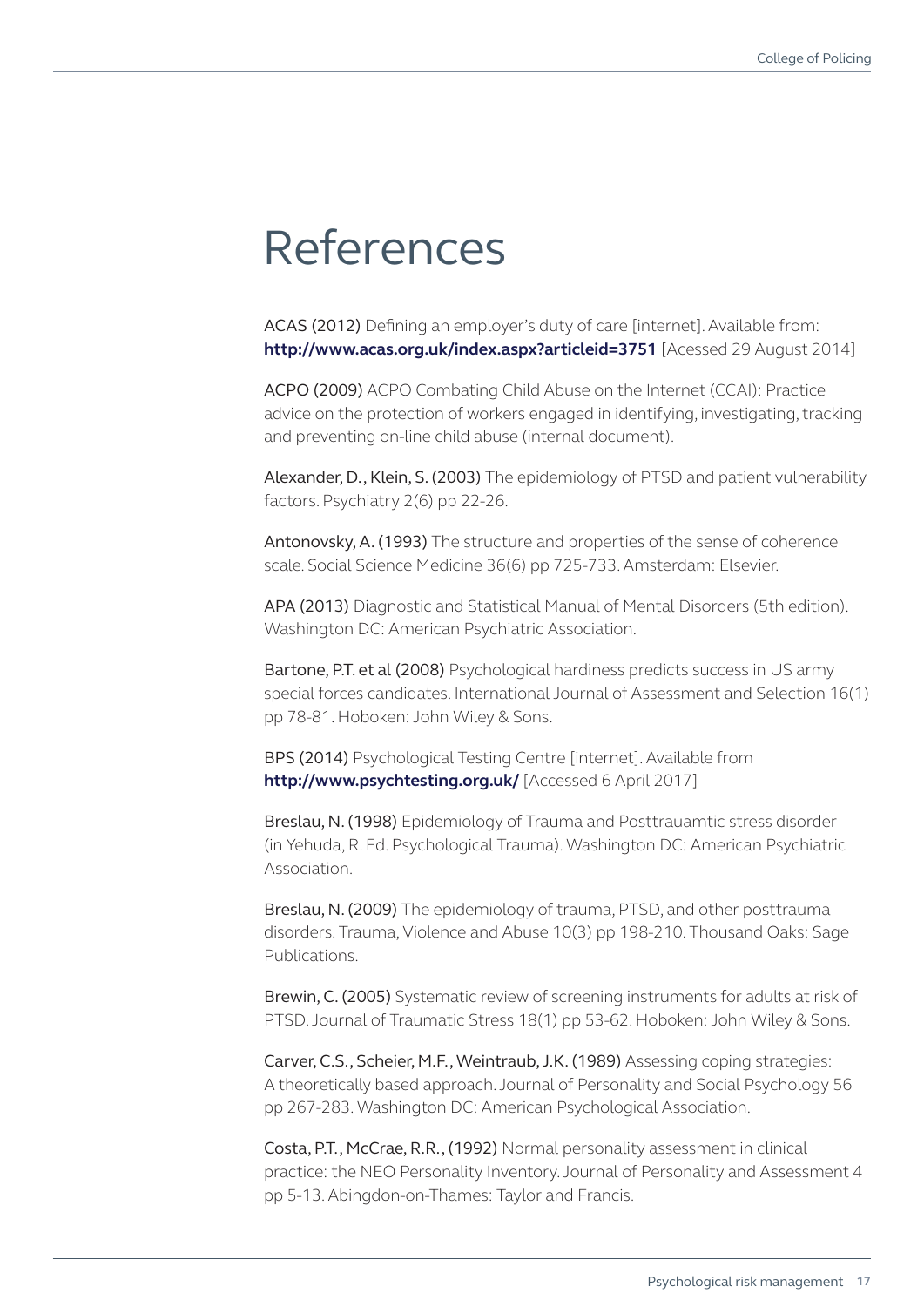# References

ACAS (2012) Defining an employer's duty of care [internet]. Available from: **http://www.acas.org.uk/index.aspx?articleid=3751** [Acessed 29 August 2014]

ACPO (2009) ACPO Combating Child Abuse on the Internet (CCAI): Practice advice on the protection of workers engaged in identifying, investigating, tracking and preventing on-line child abuse (internal document).

Alexander, D., Klein, S. (2003) The epidemiology of PTSD and patient vulnerability factors. Psychiatry 2(6) pp 22-26.

Antonovsky, A. (1993) The structure and properties of the sense of coherence scale. Social Science Medicine 36(6) pp 725-733. Amsterdam: Elsevier.

APA (2013) Diagnostic and Statistical Manual of Mental Disorders (5th edition). Washington DC: American Psychiatric Association.

Bartone, P.T. et al (2008) Psychological hardiness predicts success in US army special forces candidates. International Journal of Assessment and Selection 16(1) pp 78-81. Hoboken: John Wiley & Sons.

BPS (2014) Psychological Testing Centre [internet]. Available from **http://www.psychtesting.org.uk/** [Accessed 6 April 2017]

Breslau, N. (1998) Epidemiology of Trauma and Posttrauamtic stress disorder (in Yehuda, R. Ed. Psychological Trauma). Washington DC: American Psychiatric Association.

Breslau, N. (2009) The epidemiology of trauma, PTSD, and other posttrauma disorders. Trauma, Violence and Abuse 10(3) pp 198-210. Thousand Oaks: Sage Publications.

Brewin, C. (2005) Systematic review of screening instruments for adults at risk of PTSD. Journal of Traumatic Stress 18(1) pp 53-62. Hoboken: John Wiley & Sons.

Carver, C.S., Scheier, M.F., Weintraub, J.K. (1989) Assessing coping strategies: A theoretically based approach. Journal of Personality and Social Psychology 56 pp 267-283. Washington DC: American Psychological Association.

Costa, P.T., McCrae, R.R., (1992) Normal personality assessment in clinical practice: the NEO Personality Inventory. Journal of Personality and Assessment 4 pp 5-13. Abingdon-on-Thames: Taylor and Francis.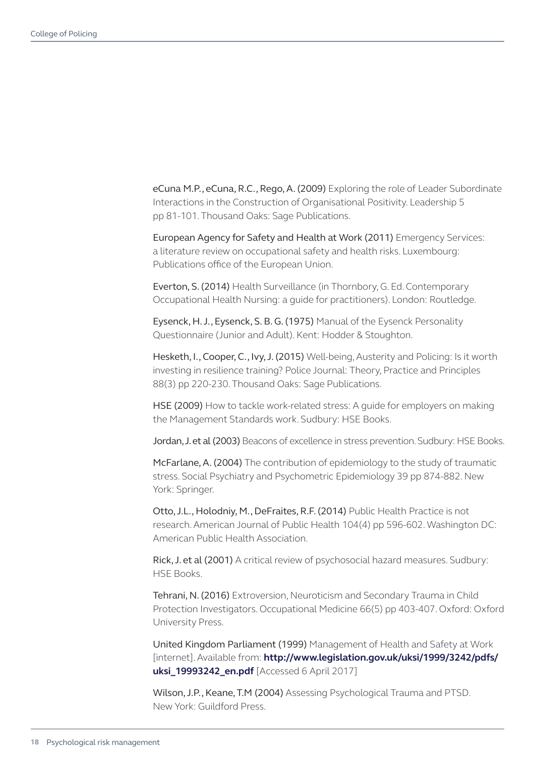eCuna M.P., eCuna, R.C., Rego, A. (2009) Exploring the role of Leader Subordinate Interactions in the Construction of Organisational Positivity. Leadership 5 pp 81-101. Thousand Oaks: Sage Publications.

European Agency for Safety and Health at Work (2011) Emergency Services: a literature review on occupational safety and health risks. Luxembourg: Publications office of the European Union.

Everton, S. (2014) Health Surveillance (in Thornbory, G. Ed. Contemporary Occupational Health Nursing: a guide for practitioners). London: Routledge.

Eysenck, H. J., Eysenck, S. B. G. (1975) Manual of the Eysenck Personality Questionnaire (Junior and Adult). Kent: Hodder & Stoughton.

Hesketh, I., Cooper, C., Ivy, J. (2015) Well-being, Austerity and Policing: Is it worth investing in resilience training? Police Journal: Theory, Practice and Principles 88(3) pp 220-230. Thousand Oaks: Sage Publications.

HSE (2009) How to tackle work-related stress: A guide for employers on making the Management Standards work. Sudbury: HSE Books.

Jordan, J. et al (2003) Beacons of excellence in stress prevention. Sudbury: HSE Books.

McFarlane, A. (2004) The contribution of epidemiology to the study of traumatic stress. Social Psychiatry and Psychometric Epidemiology 39 pp 874-882. New York: Springer.

Otto, J.L., Holodniy, M., DeFraites, R.F. (2014) Public Health Practice is not research. American Journal of Public Health 104(4) pp 596-602. Washington DC: American Public Health Association.

Rick, J. et al (2001) A critical review of psychosocial hazard measures. Sudbury: HSE Books.

Tehrani, N. (2016) Extroversion, Neuroticism and Secondary Trauma in Child Protection Investigators. Occupational Medicine 66(5) pp 403-407. Oxford: Oxford University Press.

United Kingdom Parliament (1999) Management of Health and Safety at Work [internet]. Available from: **http://www.legislation.gov.uk/uksi/1999/3242/pdfs/uksi_19993242_en.pdf** [Accessed 6 April 2017]

Wilson, J.P., Keane, T.M (2004) Assessing Psychological Trauma and PTSD. New York: Guildford Press.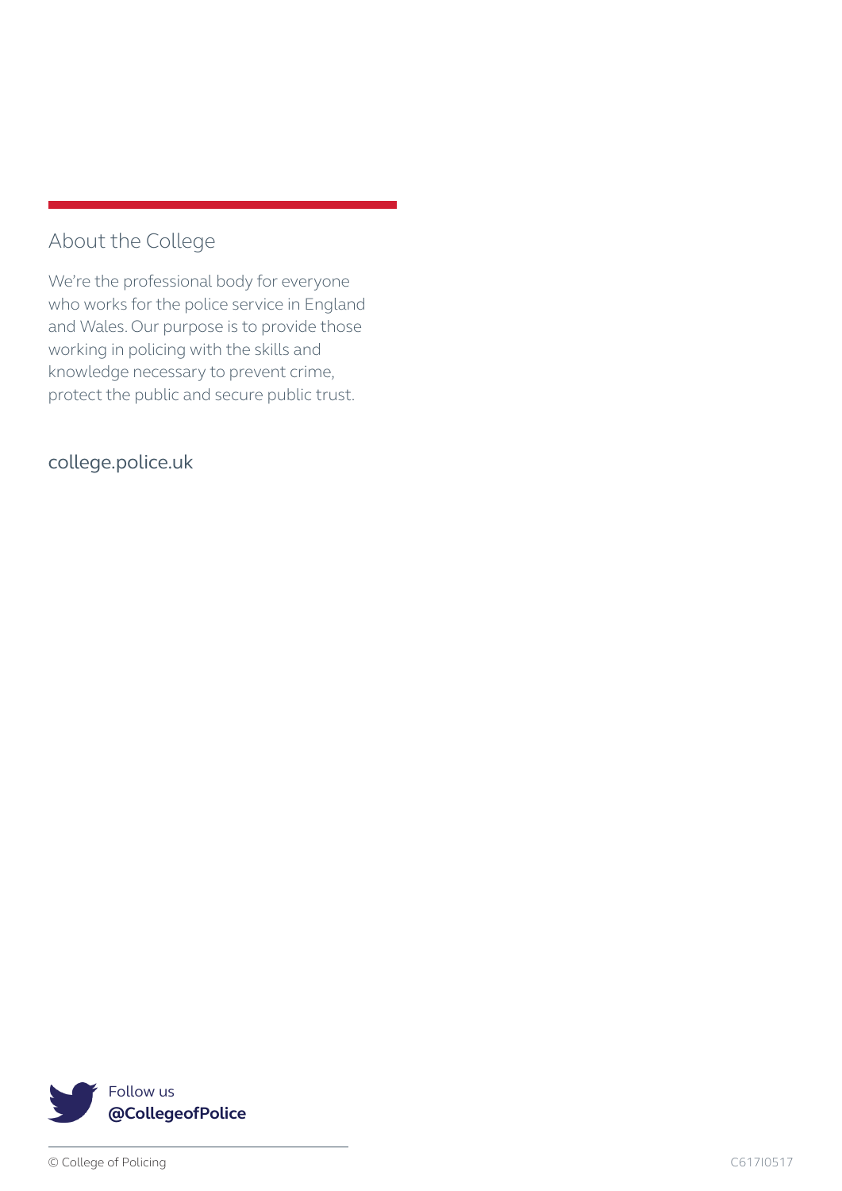## About the College

We're the professional body for everyone who works for the police service in England and Wales. Our purpose is to provide those working in policing with the skills and knowledge necessary to prevent crime, protect the public and secure public trust.

college.police.uk

Follow us
**@CollegeofPolice**

© College of Policing

C617I0517